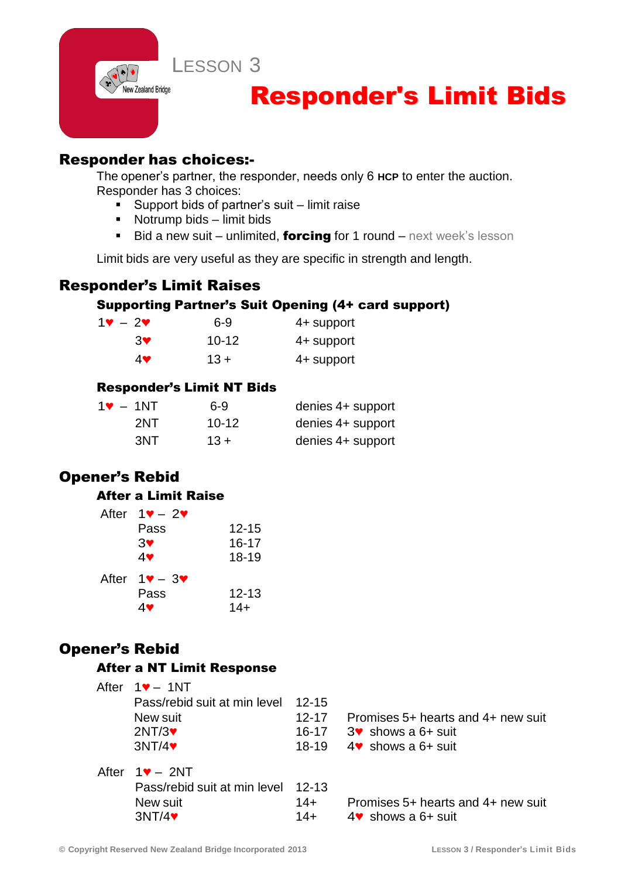LESSON 3

# Responder's Limit Bids

## Responder has choices:-

The opener's partner, the responder, needs only 6 HCP to enter the auction.
Responder has 3 choices:

- Support bids of partner's suit – limit raise
- Notrump bids – limit bids
- Bid a new suit – unlimited, **forcing** for 1 round – next week's lesson

Limit bids are very useful as they are specific in strength and length.

## Responder's Limit Raises

### Supporting Partner's Suit Opening (4+ card support)

| Bid | HCP | Support |
|---|---|---|
| 1♥ – 2♥ | 6-9 | 4+ support |
| 3♥ | 10-12 | 4+ support |
| 4♥ | 13 + | 4+ support |

### Responder's Limit NT Bids

| Bid | HCP | Support |
|---|---|---|
| 1♥ – 1NT | 6-9 | denies 4+ support |
| 2NT | 10-12 | denies 4+ support |
| 3NT | 13 + | denies 4+ support |

## Opener's Rebid

### After a Limit Raise

After 1♥ – 2♥

| Rebid | HCP |
|---|---|
| Pass | 12-15 |
| 3♥ | 16-17 |
| 4♥ | 18-19 |

After 1♥ – 3♥

| Rebid | HCP |
|---|---|
| Pass | 12-13 |
| 4♥ | 14+ |

## Opener's Rebid

### After a NT Limit Response

After 1♥ – 1NT

| Rebid | HCP | Notes |
|---|---|---|
| Pass/rebid suit at min level | 12-15 | |
| New suit | 12-17 | Promises 5+ hearts and 4+ new suit |
| 2NT/3♥ | 16-17 | 3♥ shows a 6+ suit |
| 3NT/4♥ | 18-19 | 4♥ shows a 6+ suit |

After 1♥ – 2NT

| Rebid | HCP | Notes |
|---|---|---|
| Pass/rebid suit at min level | 12-13 | |
| New suit | 14+ | Promises 5+ hearts and 4+ new suit |
| 3NT/4♥ | 14+ | 4♥ shows a 6+ suit |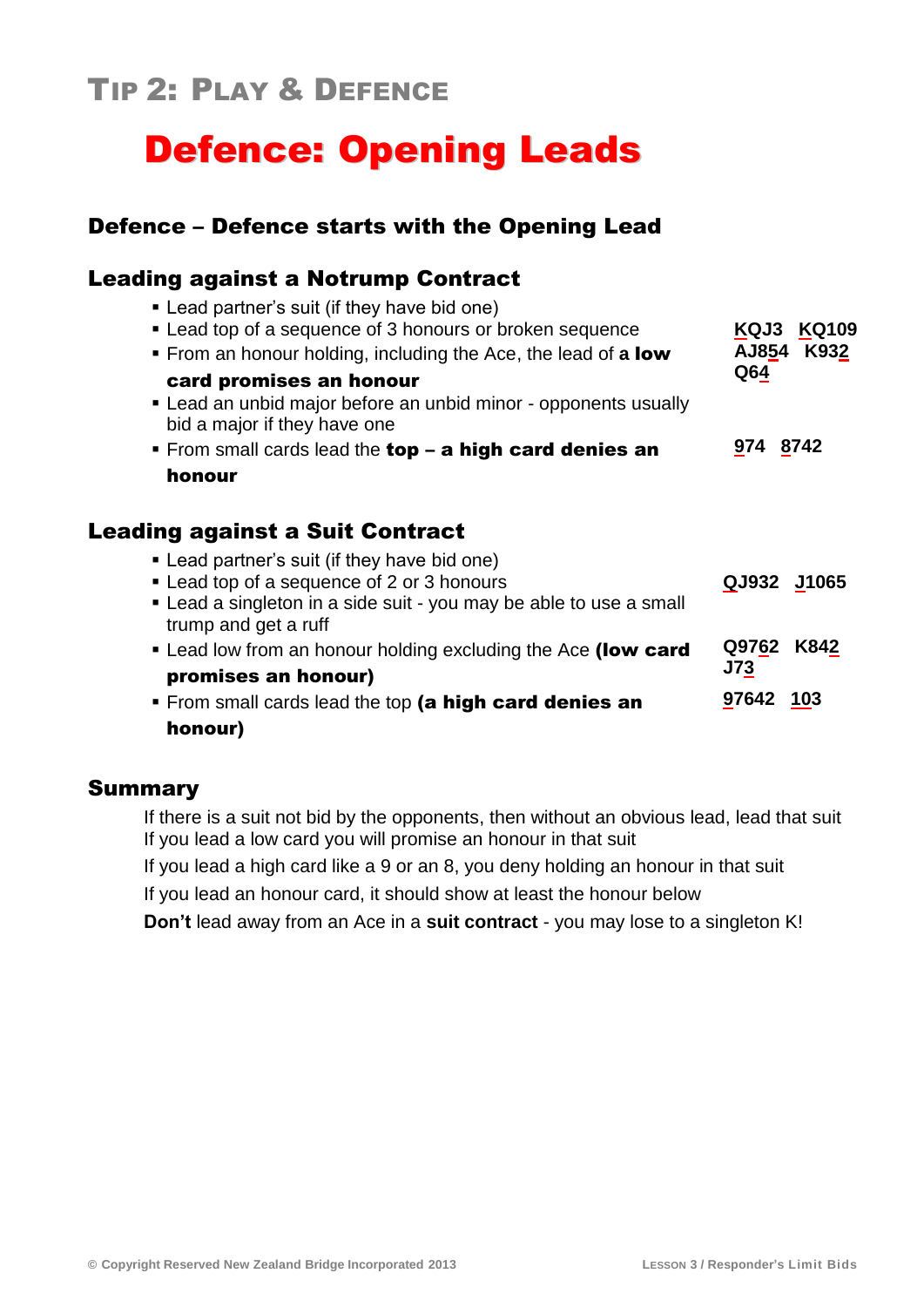# TIP 2: PLAY & DEFENCE

# Defence: Opening Leads

### Defence – Defence starts with the Opening Lead

### Leading against a Notrump Contract

- Lead partner's suit (if they have bid one)
- Lead top of a sequence of 3 honours or broken sequence — **KQJ3 KQ109**
- From an honour holding, including the Ace, the lead of **a low card promises an honour** — **AJ854 K932 Q64**
- Lead an unbid major before an unbid minor - opponents usually bid a major if they have one
- From small cards lead the **top – a high card denies an honour** — **974 8742**

### Leading against a Suit Contract

- Lead partner's suit (if they have bid one)
- Lead top of a sequence of 2 or 3 honours — **QJ932 J1065**
- Lead a singleton in a side suit - you may be able to use a small trump and get a ruff
- Lead low from an honour holding excluding the Ace **(low card promises an honour)** — **Q9762 K842 J73**
- From small cards lead the top **(a high card denies an honour)** — **97642 103**

### Summary

If there is a suit not bid by the opponents, then without an obvious lead, lead that suit

If you lead a low card you will promise an honour in that suit

If you lead a high card like a 9 or an 8, you deny holding an honour in that suit

If you lead an honour card, it should show at least the honour below

**Don't** lead away from an Ace in a **suit contract** - you may lose to a singleton K!